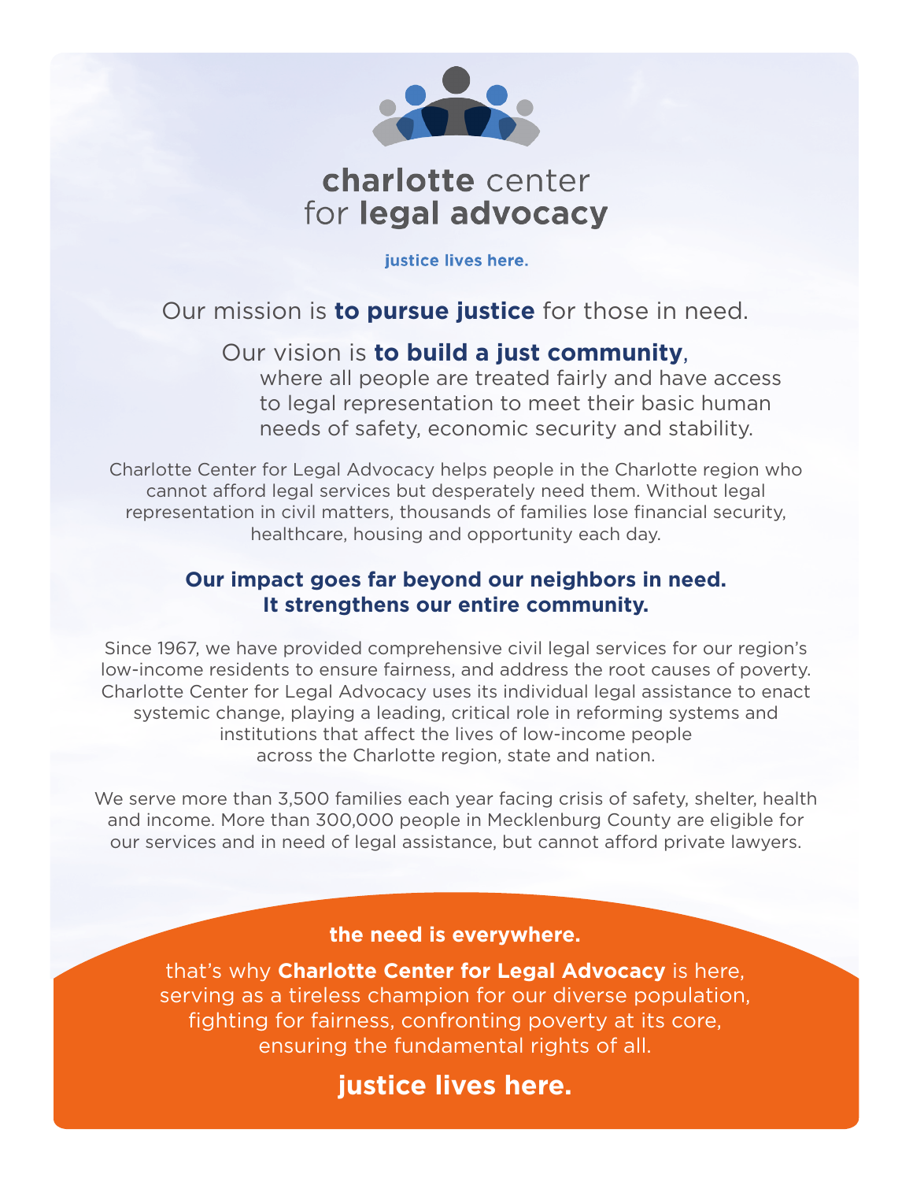# charlotte center for legal advocacy

**justice lives here.**

Our mission is **to pursue justice** for those in need.

Our vision is **to build a just community**, where all people are treated fairly and have access to legal representation to meet their basic human needs of safety, economic security and stability.

Charlotte Center for Legal Advocacy helps people in the Charlotte region who cannot afford legal services but desperately need them. Without legal representation in civil matters, thousands of families lose financial security, healthcare, housing and opportunity each day.

## Our impact goes far beyond our neighbors in need. It strengthens our entire community.

Since 1967, we have provided comprehensive civil legal services for our region's low-income residents to ensure fairness, and address the root causes of poverty. Charlotte Center for Legal Advocacy uses its individual legal assistance to enact systemic change, playing a leading, critical role in reforming systems and institutions that affect the lives of low-income people across the Charlotte region, state and nation.

We serve more than 3,500 families each year facing crisis of safety, shelter, health and income. More than 300,000 people in Mecklenburg County are eligible for our services and in need of legal assistance, but cannot afford private lawyers.

**the need is everywhere.**

that's why **Charlotte Center for Legal Advocacy** is here, serving as a tireless champion for our diverse population, fighting for fairness, confronting poverty at its core, ensuring the fundamental rights of all.

**justice lives here.**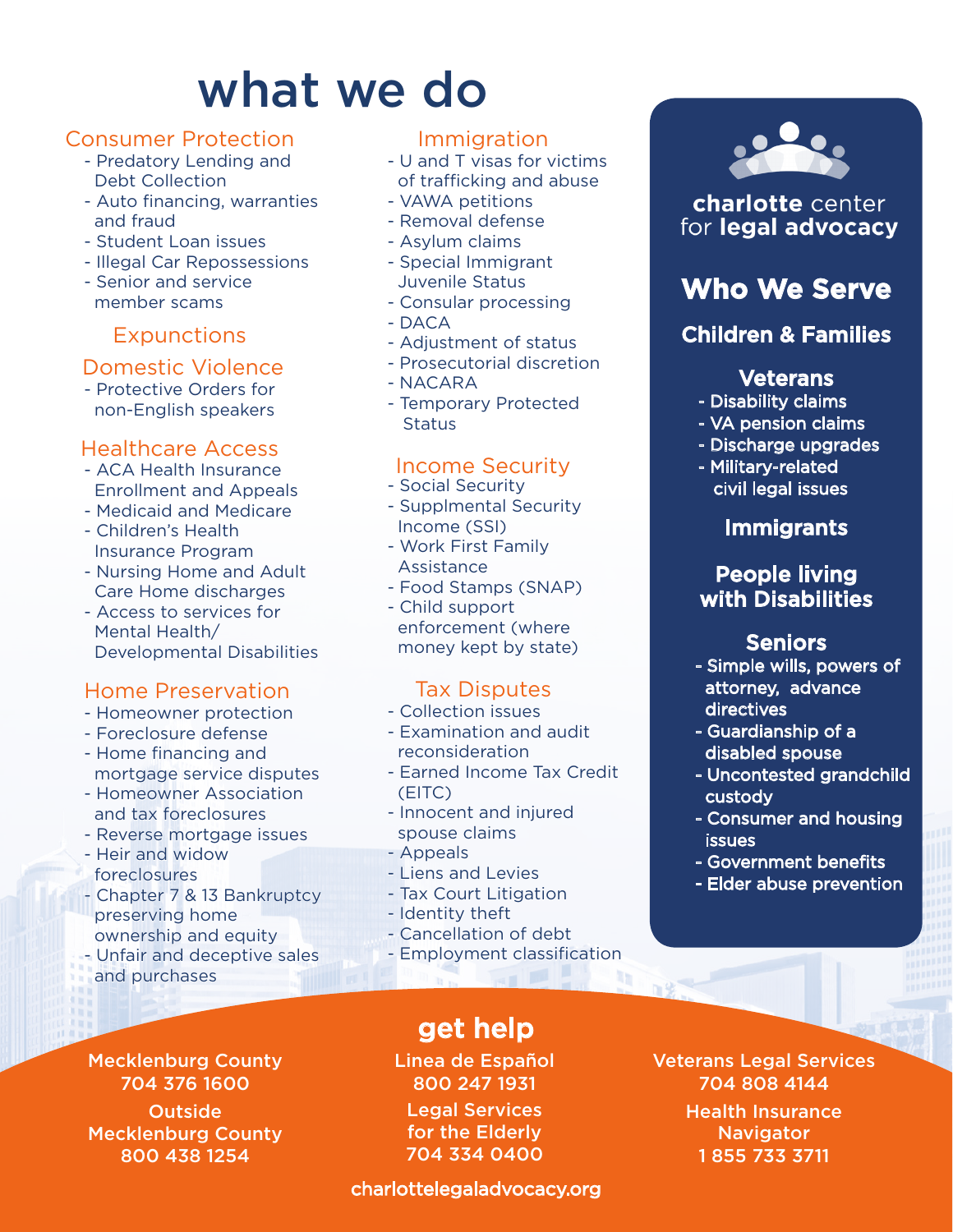# what we do

## Consumer Protection

- Predatory Lending and Debt Collection
- Auto financing, warranties and fraud
- Student Loan issues
- Illegal Car Repossessions
- Senior and service member scams

## Expunctions

## Domestic Violence

- Protective Orders for non-English speakers

## Healthcare Access

- ACA Health Insurance Enrollment and Appeals
- Medicaid and Medicare
- Children's Health Insurance Program
- Nursing Home and Adult Care Home discharges
- Access to services for Mental Health/ Developmental Disabilities

## Home Preservation

- Homeowner protection
- Foreclosure defense
- Home financing and mortgage service disputes
- Homeowner Association and tax foreclosures
- Reverse mortgage issues
- Heir and widow foreclosures
- Chapter 7 & 13 Bankruptcy preserving home ownership and equity
- Unfair and deceptive sales and purchases

## Immigration

- U and T visas for victims of trafficking and abuse
- VAWA petitions
- Removal defense
- Asylum claims
- Special Immigrant Juvenile Status
- Consular processing
- DACA
- Adjustment of status
- Prosecutorial discretion
- NACARA
- Temporary Protected Status

## Income Security

- Social Security
- Supplmental Security Income (SSI)
- Work First Family Assistance
- Food Stamps (SNAP)
- Child support enforcement (where money kept by state)

## Tax Disputes

- Collection issues
- Examination and audit reconsideration
- Earned Income Tax Credit (EITC)
- Innocent and injured spouse claims
- Appeals
- Liens and Levies
- Tax Court Litigation
- Identity theft
- Cancellation of debt
- Employment classification

**charlotte** center for **legal advocacy**

## Who We Serve

### Children & Families

### Veterans

- Disability claims
- VA pension claims
- Discharge upgrades
- Military-related civil legal issues

### Immigrants

### People living with Disabilities

### Seniors

- Simple wills, powers of attorney, advance directives
- Guardianship of a disabled spouse
- Uncontested grandchild custody
- Consumer and housing issues
- Government benefits
- Elder abuse prevention

## get help

Mecklenburg County
704 376 1600

Outside Mecklenburg County
800 438 1254

Linea de Español
800 247 1931

Legal Services for the Elderly
704 334 0400

Veterans Legal Services
704 808 4144

Health Insurance Navigator
1 855 733 3711

charlottelegaladvocacy.org